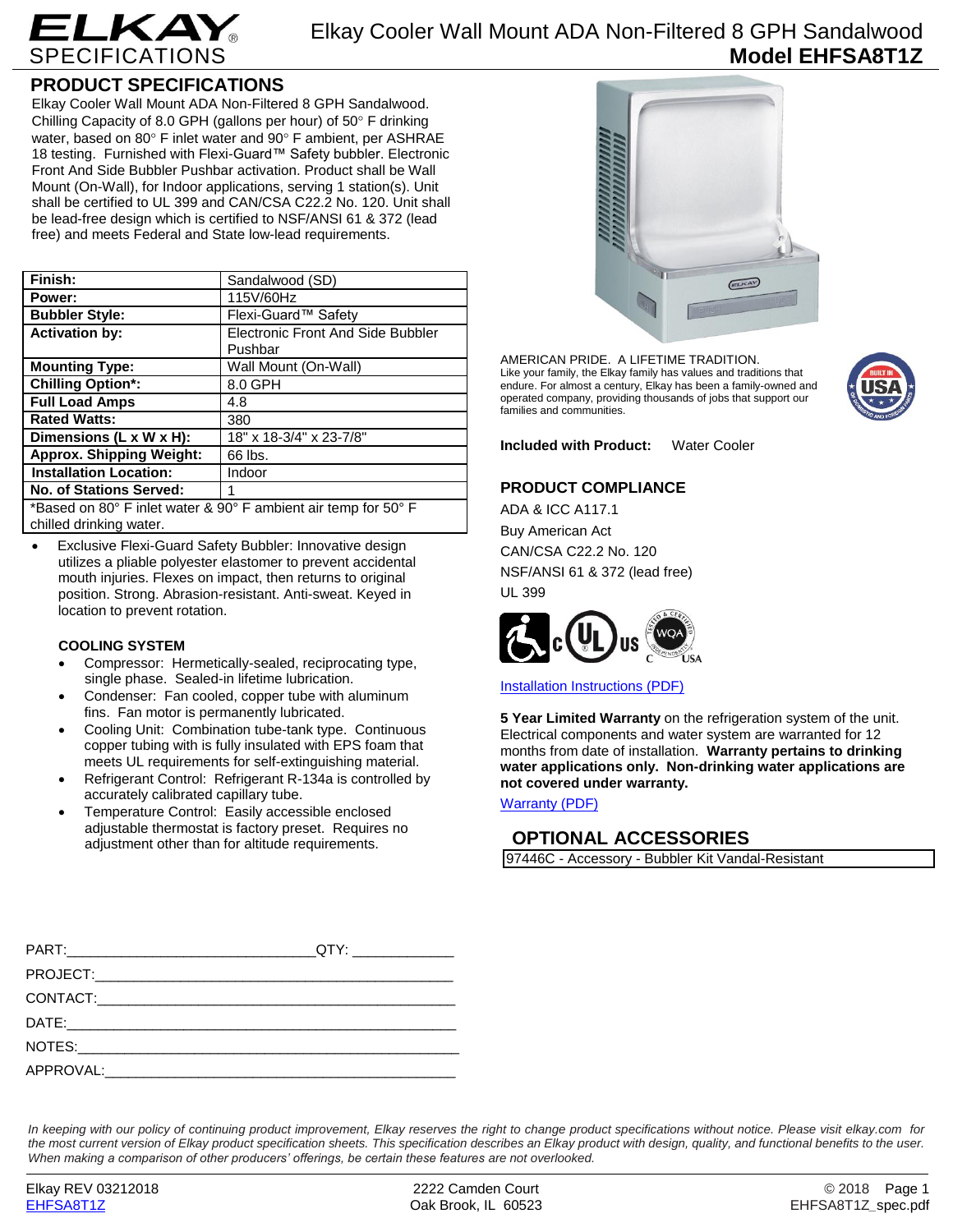# ELKAY SPECIFICATIONS

## Elkay Cooler Wall Mount ADA Non-Filtered 8 GPH Sandalwood
## Model EHFSA8T1Z

## PRODUCT SPECIFICATIONS

Elkay Cooler Wall Mount ADA Non-Filtered 8 GPH Sandalwood. Chilling Capacity of 8.0 GPH (gallons per hour) of 50° F drinking water, based on 80° F inlet water and 90° F ambient, per ASHRAE 18 testing. Furnished with Flexi-Guard™ Safety bubbler. Electronic Front And Side Bubbler Pushbar activation. Product shall be Wall Mount (On-Wall), for Indoor applications, serving 1 station(s). Unit shall be certified to UL 399 and CAN/CSA C22.2 No. 120. Unit shall be lead-free design which is certified to NSF/ANSI 61 & 372 (lead free) and meets Federal and State low-lead requirements.

| | |
|---|---|
| **Finish:** | Sandalwood (SD) |
| **Power:** | 115V/60Hz |
| **Bubbler Style:** | Flexi-Guard™ Safety |
| **Activation by:** | Electronic Front And Side Bubbler Pushbar |
| **Mounting Type:** | Wall Mount (On-Wall) |
| **Chilling Option*:** | 8.0 GPH |
| **Full Load Amps** | 4.8 |
| **Rated Watts:** | 380 |
| **Dimensions (L x W x H):** | 18" x 18-3/4" x 23-7/8" |
| **Approx. Shipping Weight:** | 66 lbs. |
| **Installation Location:** | Indoor |
| **No. of Stations Served:** | 1 |

*Based on 80° F inlet water & 90° F ambient air temp for 50° F chilled drinking water.

- Exclusive Flexi-Guard Safety Bubbler: Innovative design utilizes a pliable polyester elastomer to prevent accidental mouth injuries. Flexes on impact, then returns to original position. Strong. Abrasion-resistant. Anti-sweat. Keyed in location to prevent rotation.

### COOLING SYSTEM

- Compressor: Hermetically-sealed, reciprocating type, single phase. Sealed-in lifetime lubrication.
- Condenser: Fan cooled, copper tube with aluminum fins. Fan motor is permanently lubricated.
- Cooling Unit: Combination tube-tank type. Continuous copper tubing with is fully insulated with EPS foam that meets UL requirements for self-extinguishing material.
- Refrigerant Control: Refrigerant R-134a is controlled by accurately calibrated capillary tube.
- Temperature Control: Easily accessible enclosed adjustable thermostat is factory preset. Requires no adjustment other than for altitude requirements.

AMERICAN PRIDE. A LIFETIME TRADITION.
Like your family, the Elkay family has values and traditions that endure. For almost a century, Elkay has been a family-owned and operated company, providing thousands of jobs that support our families and communities.

**Included with Product:** Water Cooler

## PRODUCT COMPLIANCE

ADA & ICC A117.1
Buy American Act
CAN/CSA C22.2 No. 120
NSF/ANSI 61 & 372 (lead free)
UL 399

Installation Instructions (PDF)

**5 Year Limited Warranty** on the refrigeration system of the unit. Electrical components and water system are warranted for 12 months from date of installation. **Warranty pertains to drinking water applications only. Non-drinking water applications are not covered under warranty.**

Warranty (PDF)

## OPTIONAL ACCESSORIES

| |
|---|
| 97446C - Accessory - Bubbler Kit Vandal-Resistant |

PART:_______________________________QTY: ____________
PROJECT:_____________________________________________
CONTACT:_____________________________________________
DATE:________________________________________________
NOTES:_______________________________________________
APPROVAL:____________________________________________

*In keeping with our policy of continuing product improvement, Elkay reserves the right to change product specifications without notice. Please visit elkay.com for the most current version of Elkay product specification sheets. This specification describes an Elkay product with design, quality, and functional benefits to the user. When making a comparison of other producers' offerings, be certain these features are not overlooked.*

Elkay REV 03212018
EHFSA8T1Z

2222 Camden Court
Oak Brook, IL 60523

© 2018
EHFSA8T1Z_spec.pdf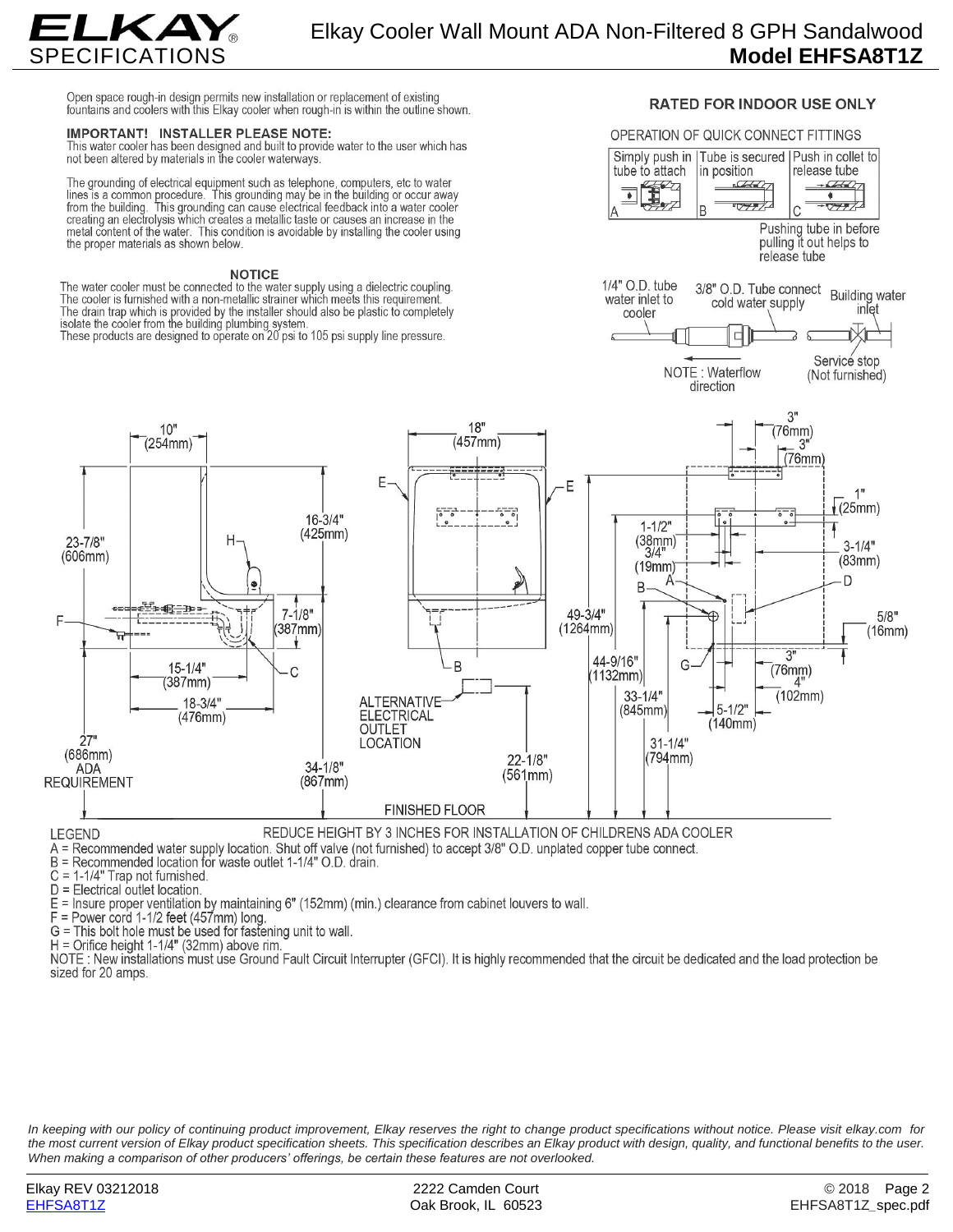# Elkay Cooler Wall Mount ADA Non-Filtered 8 GPH Sandalwood
## Model EHFSA8T1Z

Open space rough-in design permits new installation or replacement of existing fountains and coolers with this Elkay cooler when rough-in is within the outline shown.

**IMPORTANT! INSTALLER PLEASE NOTE:**
This water cooler has been designed and built to provide water to the user which has not been altered by materials in the cooler waterways.

The grounding of electrical equipment such as telephone, computers, etc to water lines is a common procedure. This grounding may be in the building or occur away from the building. This grounding can cause electrical feedback into a water cooler creating an electrolysis which creates a metallic taste or causes an increase in the metal content of the water. This condition is avoidable by installing the cooler using the proper materials as shown below.

**NOTICE**
The water cooler must be connected to the water supply using a dielectric coupling. The cooler is furnished with a non-metallic strainer which meets this requirement. The drain trap which is provided by the installer should also be plastic to completely isolate the cooler from the building plumbing system.
These products are designed to operate on 20 psi to 105 psi supply line pressure.

**RATED FOR INDOOR USE ONLY**

OPERATION OF QUICK CONNECT FITTINGS

A: Simply push in tube to attach
B: Tube is secured in position
C: Push in collet to release tube

Pushing tube in before pulling it out helps to release tube

1/4" O.D. tube water inlet to cooler
3/8" O.D. Tube connect cold water supply
Building water inlet
Service stop (Not furnished)
NOTE : Waterflow direction

10" (254mm)
18" (457mm)
3" (76mm)
3" (76mm)
1" (25mm)
16-3/4" (425mm)
23-7/8" (606mm)
H
E
E
1-1/2" (38mm)
3/4" (19mm)
3-1/4" (83mm)
A
B
D
F
7-1/8" (387mm)
49-3/4" (1264mm)
5/8" (16mm)
15-1/4" (387mm)
C
B
44-9/16" (1132mm)
G
3" (76mm)
4" (102mm)
18-3/4" (476mm)
ALTERNATIVE ELECTRICAL OUTLET LOCATION
33-1/4" (845mm)
5-1/2" (140mm)
27" (686mm) ADA REQUIREMENT
34-1/8" (867mm)
22-1/8" (561mm)
31-1/4" (794mm)
FINISHED FLOOR

REDUCE HEIGHT BY 3 INCHES FOR INSTALLATION OF CHILDRENS ADA COOLER

**LEGEND**
- A = Recommended water supply location. Shut off valve (not furnished) to accept 3/8" O.D. unplated copper tube connect.
- B = Recommended location for waste outlet 1-1/4" O.D. drain.
- C = 1-1/4" Trap not furnished.
- D = Electrical outlet location.
- E = Insure proper ventilation by maintaining 6" (152mm) (min.) clearance from cabinet louvers to wall.
- F = Power cord 1-1/2 feet (457mm) long.
- G = This bolt hole must be used for fastening unit to wall.
- H = Orifice height 1-1/4" (32mm) above rim.

NOTE : New installations must use Ground Fault Circuit Interrupter (GFCI). It is highly recommended that the circuit be dedicated and the load protection be sized for 20 amps.

*In keeping with our policy of continuing product improvement, Elkay reserves the right to change product specifications without notice. Please visit elkay.com for the most current version of Elkay product specification sheets. This specification describes an Elkay product with design, quality, and functional benefits to the user. When making a comparison of other producers' offerings, be certain these features are not overlooked.*

Elkay REV 03212018 | 2222 Camden Court, Oak Brook, IL 60523 | © 2018
EHFSA8T1Z | EHFSA8T1Z_spec.pdf